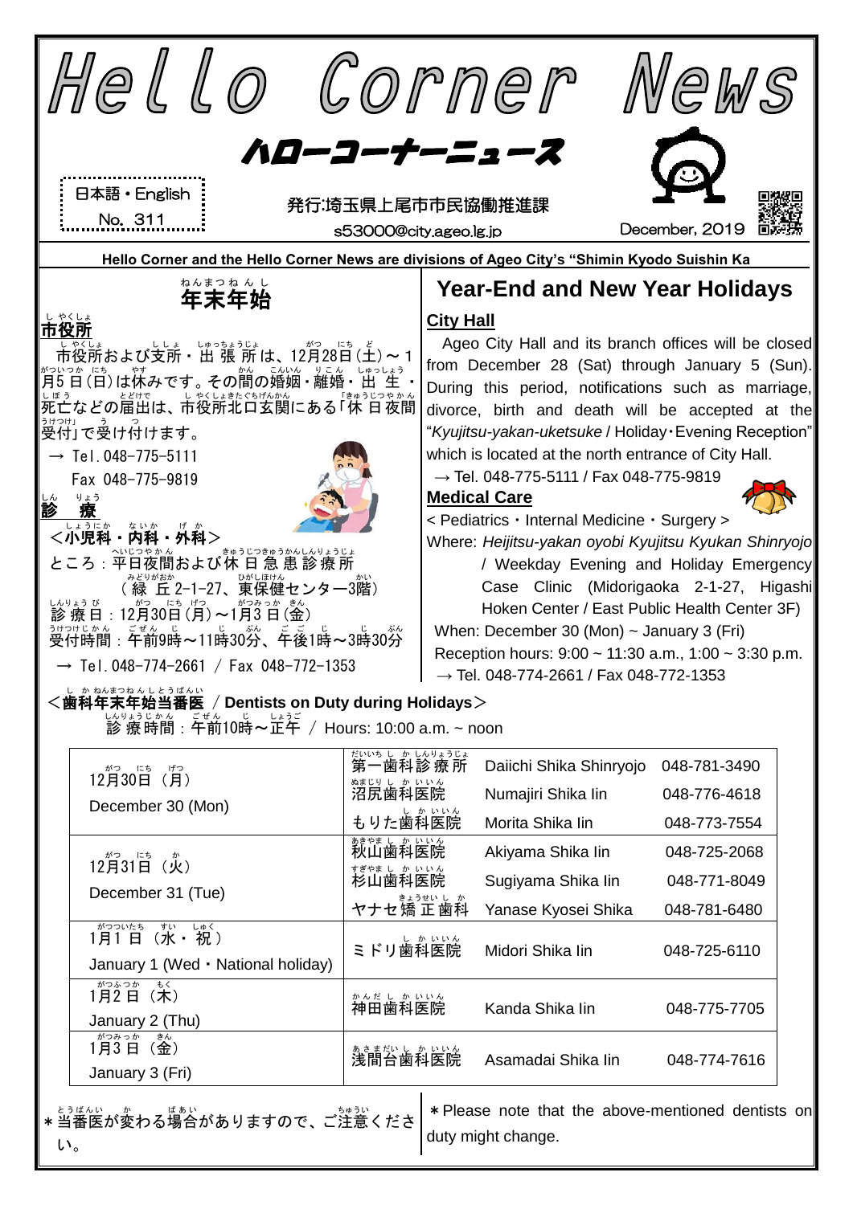# Hello Corner News

## ハローコーナーニュース

日本語・English
No. 311

発行:埼玉県上尾市市民協働推進課
s53000@city.ageo.lg.jp

December, 2019

**Hello Corner and the Hello Corner News are divisions of Ageo City's "Shimin Kyodo Suishin Ka**

## 年末年始

**市役所**

市役所および支所・出張所は、12月28日(土)～1月5日(日)は休みです。その間の婚姻・離婚・出生・死亡などの届出は、市役所北口玄関にある「休日夜間受付」で受け付けます。

→ Tel. 048-775-5111
Fax 048-775-9819

**診療**

**＜小児科・内科・外科＞**

ところ：平日夜間および休日急患診療所
（緑丘2-1-27、東保健センター3階）
診療日：12月30日(月)～1月3日(金)
受付時間：午前9時～11時30分、午後1時～3時30分

→ Tel. 048-774-2661 / Fax 048-772-1353

## Year-End and New Year Holidays

**City Hall**

Ageo City Hall and its branch offices will be closed from December 28 (Sat) through January 5 (Sun). During this period, notifications such as marriage, divorce, birth and death will be accepted at the "*Kyujitsu-yakan-uketsuke* / Holiday・Evening Reception" which is located at the north entrance of City Hall.

→ Tel. 048-775-5111 / Fax 048-775-9819

**Medical Care**

< Pediatrics・Internal Medicine・Surgery >

Where: *Heijitsu-yakan oyobi Kyujitsu Kyukan Shinryojo* / Weekday Evening and Holiday Emergency Case Clinic (Midorigaoka 2-1-27, Higashi Hoken Center / East Public Health Center 3F)

When: December 30 (Mon) ~ January 3 (Fri)

Reception hours: 9:00 ~ 11:30 a.m., 1:00 ~ 3:30 p.m.

→ Tel. 048-774-2661 / Fax 048-772-1353

**＜歯科年末年始当番医 / Dentists on Duty during Holidays＞**

診療時間：午前10時～正午 / Hours: 10:00 a.m. ~ noon

| Date | 歯科医院 | Clinic | Tel |
|---|---|---|---|
| 12月30日（月）<br>December 30 (Mon) | 第一歯科診療所 | Daiichi Shika Shinryojo | 048-781-3490 |
| | 沼尻歯科医院 | Numajiri Shika Iin | 048-776-4618 |
| | もりた歯科医院 | Morita Shika Iin | 048-773-7554 |
| 12月31日（火）<br>December 31 (Tue) | 秋山歯科医院 | Akiyama Shika Iin | 048-725-2068 |
| | 杉山歯科医院 | Sugiyama Shika Iin | 048-771-8049 |
| | ヤナセ矯正歯科 | Yanase Kyosei Shika | 048-781-6480 |
| 1月1日（水・祝）<br>January 1 (Wed・National holiday) | ミドリ歯科医院 | Midori Shika Iin | 048-725-6110 |
| 1月2日（木）<br>January 2 (Thu) | 神田歯科医院 | Kanda Shika Iin | 048-775-7705 |
| 1月3日（金）<br>January 3 (Fri) | 浅間台歯科医院 | Asamadai Shika Iin | 048-774-7616 |

＊当番医が変わる場合がありますので、ご注意ください。

＊Please note that the above-mentioned dentists on duty might change.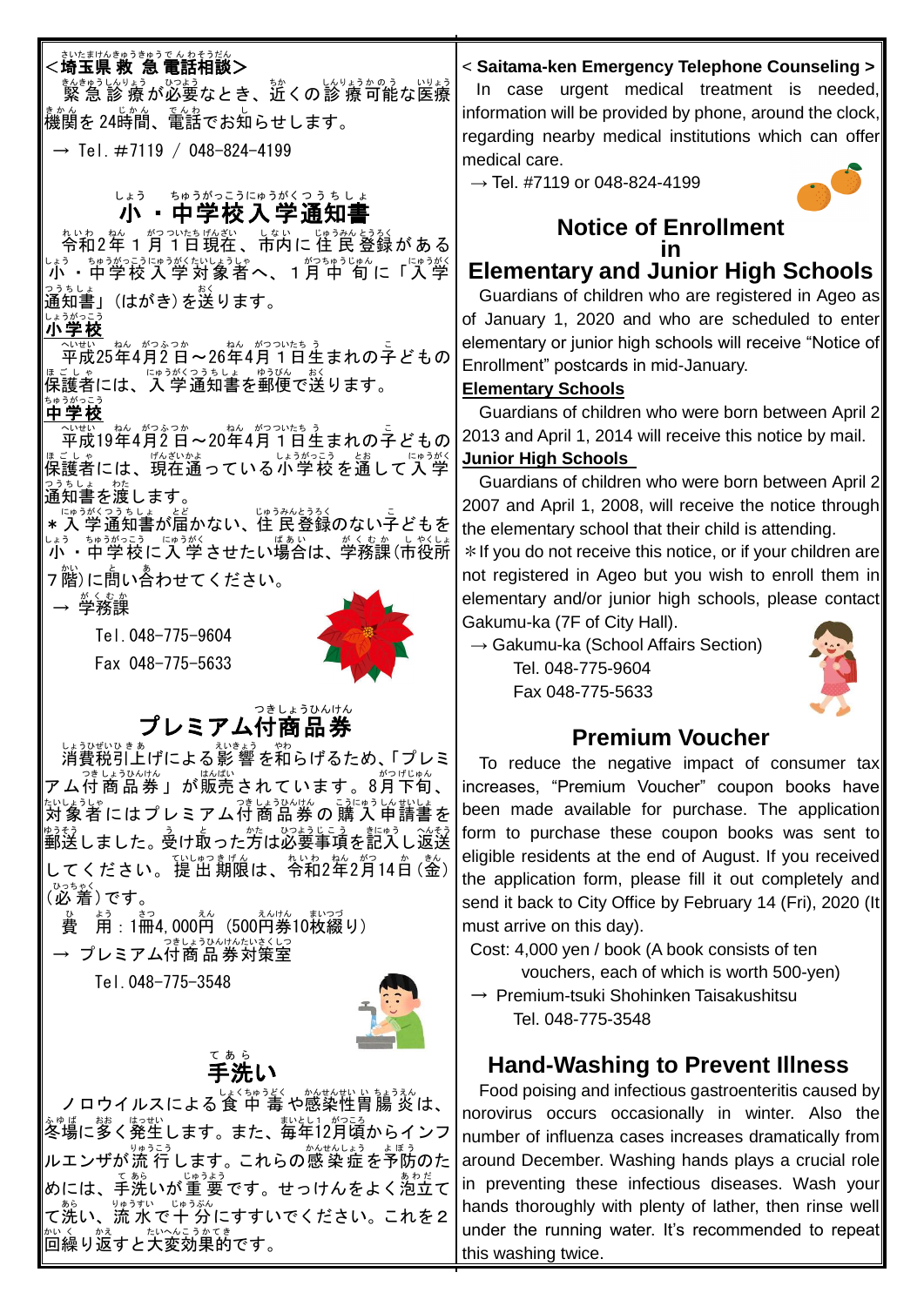## <埼玉県救急電話相談>

緊急診療が必要なとき、近くの診療可能な医療機関を24時間、電話でお知らせします。

→ Tel. #7119 / 048-824-4199

## 小・中学校入学通知書

令和2年1月1日現在、市内に住民登録がある小・中学校入学対象者へ、1月中旬に「入学通知書」(はがき)を送ります。

**小学校**

平成25年4月2日～26年4月1日生まれの子どもの保護者には、入学通知書を郵便で送ります。

**中学校**

平成19年4月2日～20年4月1日生まれの子どもの保護者には、現在通っている小学校を通して入学通知書を渡します。

＊入学通知書が届かない、住民登録のない子どもを小・中学校に入学させたい場合は、学務課(市役所7階)に問い合わせてください。

→ 学務課

Tel. 048-775-9604

Fax 048-775-5633

## プレミアム付商品券

消費税引上げによる影響を和らげるため、「プレミアム付商品券」が販売されています。8月下旬、対象者にはプレミアム付商品券の購入申請書を郵送しました。受け取った方は必要事項を記入し返送してください。提出期限は、令和2年2月14日(金)(必着)です。

費　用：1冊4,000円 (500円券10枚綴り)

→ プレミアム付商品券対策室

Tel. 048-775-3548

## 手洗い

ノロウイルスによる食中毒や感染性胃腸炎は、冬場に多く発生します。また、毎年12月頃からインフルエンザが流行します。これらの感染症を予防のためには、手洗いが重要です。せっけんをよく泡立てて洗い、流水で十分にすすいでください。これを2回繰り返すと大変効果的です。

## < Saitama-ken Emergency Telephone Counseling >

In case urgent medical treatment is needed, information will be provided by phone, around the clock, regarding nearby medical institutions which can offer medical care.

→ Tel. #7119 or 048-824-4199

## Notice of Enrollment in Elementary and Junior High Schools

Guardians of children who are registered in Ageo as of January 1, 2020 and who are scheduled to enter elementary or junior high schools will receive "Notice of Enrollment" postcards in mid-January.

**Elementary Schools**

Guardians of children who were born between April 2 2013 and April 1, 2014 will receive this notice by mail.

**Junior High Schools**

Guardians of children who were born between April 2 2007 and April 1, 2008, will receive the notice through the elementary school that their child is attending.

＊If you do not receive this notice, or if your children are not registered in Ageo but you wish to enroll them in elementary and/or junior high schools, please contact Gakumu-ka (7F of City Hall).

→ Gakumu-ka (School Affairs Section)

Tel. 048-775-9604

Fax 048-775-5633

## Premium Voucher

To reduce the negative impact of consumer tax increases, "Premium Voucher" coupon books have been made available for purchase. The application form to purchase these coupon books was sent to eligible residents at the end of August. If you received the application form, please fill it out completely and send it back to City Office by February 14 (Fri), 2020 (It must arrive on this day).

Cost: 4,000 yen / book (A book consists of ten vouchers, each of which is worth 500-yen)

→ Premium-tsuki Shohinken Taisakushitsu

Tel. 048-775-3548

## Hand-Washing to Prevent Illness

Food poising and infectious gastroenteritis caused by norovirus occurs occasionally in winter. Also the number of influenza cases increases dramatically from around December. Washing hands plays a crucial role in preventing these infectious diseases. Wash your hands thoroughly with plenty of lather, then rinse well under the running water. It's recommended to repeat this washing twice.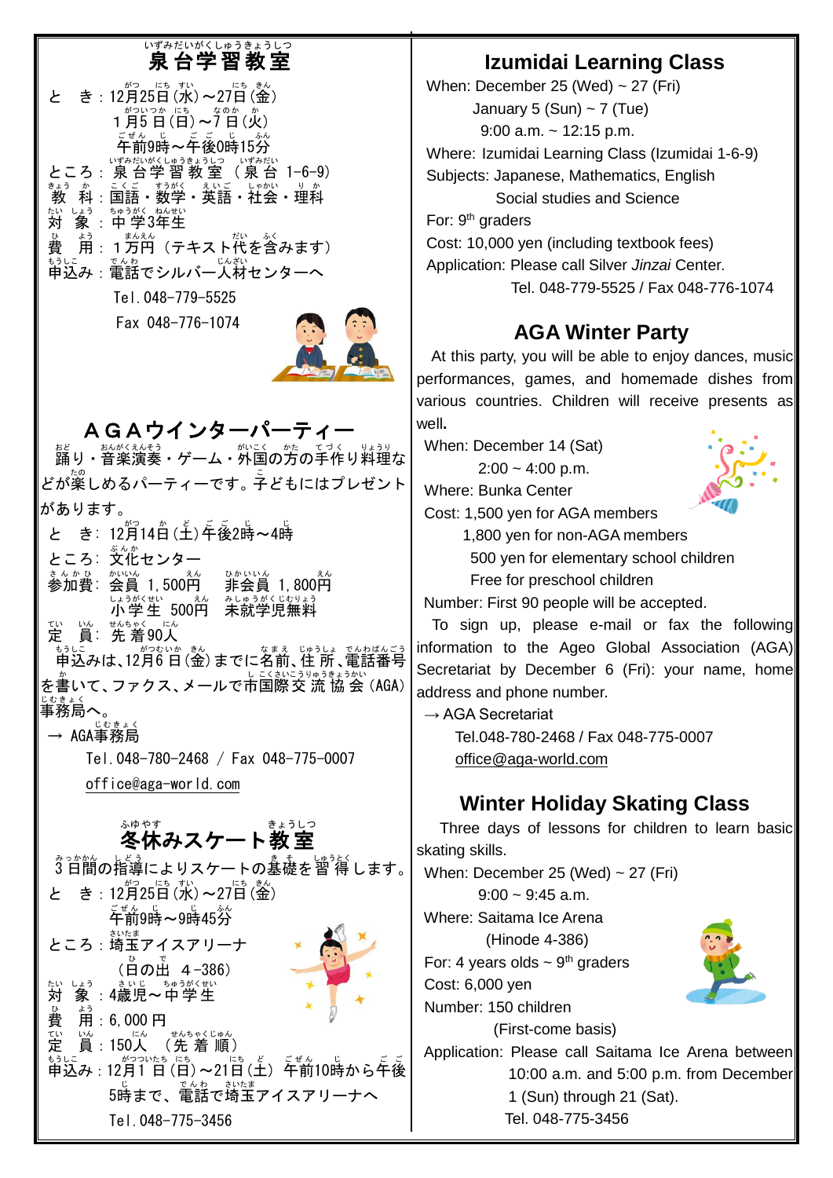## 泉台学習教室

と　き：12月25日(水)～27日(金)
1月5日(日)～7日(火)
午前9時～午後0時15分

ところ：泉台学習教室（泉台 1-6-9）

教　科：国語・数学・英語・社会・理科

対　象：中学3年生

費　用：1万円（テキスト代を含みます）

申込み：電話でシルバー人材センターへ
Tel.048-779-5525
Fax 048-776-1074

## ＡＧＡウインターパーティー

踊り・音楽演奏・ゲーム・外国の方の手作り料理などが楽しめるパーティーです。子どもにはプレゼントがあります。

と　き：12月14日(土)午後2時～4時

ところ：文化センター

参加費：会員 1,500円　非会員 1,800円
小学生 500円　未就学児無料

定　員：先着90人

申込みは、12月6日(金)までに名前、住所、電話番号を書いて、ファクス、メールで市国際交流協会(AGA)事務局へ。

→ AGA事務局
Tel.048-780-2468 / Fax 048-775-0007
office@aga-world.com

## 冬休みスケート教室

3日間の指導によりスケートの基礎を習得します。

と　き：12月25日(水)～27日(金)
午前9時～9時45分

ところ：埼玉アイスアリーナ
（日の出 4-386）

対　象：4歳児～中学生

費　用：6,000円

定　員：150人（先着順）

申込み：12月1日(日)～21日(土) 午前10時から午後5時まで、電話で埼玉アイスアリーナへ
Tel.048-775-3456

## Izumidai Learning Class

When: December 25 (Wed) ~ 27 (Fri)
January 5 (Sun) ~ 7 (Tue)
9:00 a.m. ~ 12:15 p.m.

Where: Izumidai Learning Class (Izumidai 1-6-9)

Subjects: Japanese, Mathematics, English
Social studies and Science

For: 9th graders

Cost: 10,000 yen (including textbook fees)

Application: Please call Silver *Jinzai* Center.
Tel. 048-779-5525 / Fax 048-776-1074

## AGA Winter Party

At this party, you will be able to enjoy dances, music performances, games, and homemade dishes from various countries. Children will receive presents as well.

When: December 14 (Sat)
2:00 ~ 4:00 p.m.

Where: Bunka Center

Cost: 1,500 yen for AGA members
1,800 yen for non-AGA members
500 yen for elementary school children
Free for preschool children

Number: First 90 people will be accepted.

To sign up, please e-mail or fax the following information to the Ageo Global Association (AGA) Secretariat by December 6 (Fri): your name, home address and phone number.

→ AGA Secretariat
Tel.048-780-2468 / Fax 048-775-0007
office@aga-world.com

## Winter Holiday Skating Class

Three days of lessons for children to learn basic skating skills.

When: December 25 (Wed) ~ 27 (Fri)
9:00 ~ 9:45 a.m.

Where: Saitama Ice Arena
(Hinode 4-386)

For: 4 years olds ~ 9th graders

Cost: 6,000 yen

Number: 150 children
(First-come basis)

Application: Please call Saitama Ice Arena between 10:00 a.m. and 5:00 p.m. from December 1 (Sun) through 21 (Sat).
Tel. 048-775-3456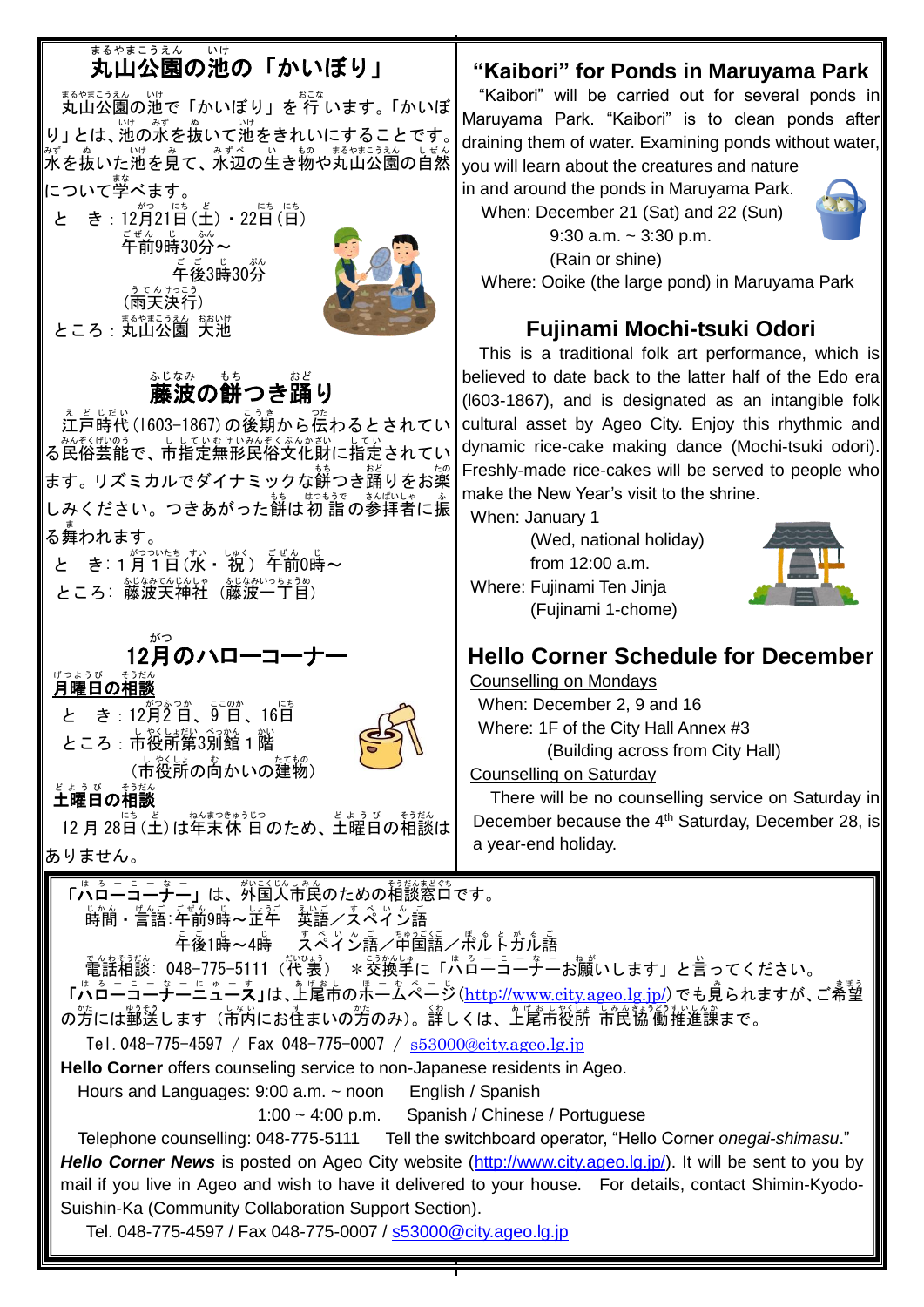## 丸山公園の池の「かいぼり」

丸山公園の池で「かいぼり」を行います。「かいぼり」とは、池の水を抜いて池をきれいにすることです。水を抜いた池を見て、水辺の生き物や丸山公園の自然について学べます。

と　き：12月21日(土)・22日(日)
午前9時30分～
午後3時30分
(雨天決行)
ところ：丸山公園 大池

## 藤波の餅つき踊り

江戸時代(1603-1867)の後期から伝わるとされている民俗芸能で、市指定無形民俗文化財に指定されています。リズミカルでダイナミックな餅つき踊りをお楽しみください。つきあがった餅は初詣の参拝者に振る舞われます。

と　き：1月1日(水・祝) 午前0時～
ところ：藤波天神社 (藤波一丁目)

## 12月のハローコーナー

**月曜日の相談**

と　き：12月2日、9日、16日
ところ：市役所第3別館1階
(市役所の向かいの建物)

**土曜日の相談**

12月28日(土)は年末休日のため、土曜日の相談はありません。

## "Kaibori" for Ponds in Maruyama Park

"Kaibori" will be carried out for several ponds in Maruyama Park. "Kaibori" is to clean ponds after draining them of water. Examining ponds without water, you will learn about the creatures and nature in and around the ponds in Maruyama Park.

When: December 21 (Sat) and 22 (Sun)
9:30 a.m. ~ 3:30 p.m.
(Rain or shine)
Where: Ooike (the large pond) in Maruyama Park

## Fujinami Mochi-tsuki Odori

This is a traditional folk art performance, which is believed to date back to the latter half of the Edo era (l603-1867), and is designated as an intangible folk cultural asset by Ageo City. Enjoy this rhythmic and dynamic rice-cake making dance (Mochi-tsuki odori). Freshly-made rice-cakes will be served to people who make the New Year's visit to the shrine.

When: January 1
(Wed, national holiday)
from 12:00 a.m.
Where: Fujinami Ten Jinja
(Fujinami 1-chome)

## Hello Corner Schedule for December

Counselling on Mondays

When: December 2, 9 and 16
Where: 1F of the City Hall Annex #3
(Building across from City Hall)

Counselling on Saturday

There will be no counselling service on Saturday in December because the 4th Saturday, December 28, is a year-end holiday.

---

「ハローコーナー」は、外国人市民のための相談窓口です。
時間・言語：午前9時～正午　英語／スペイン語
午後1時～4時　スペイン語／中国語／ポルトガル語
電話相談：048-775-5111（代表）　＊交換手に「ハローコーナーお願いします」と言ってください。
「ハローコーナーニュース」は、上尾市のホームページ(http://www.city.ageo.lg.jp/)でも見られますが、ご希望の方には郵送します（市内にお住まいの方のみ）。詳しくは、上尾市役所 市民協働推進課まで。
Tel.048-775-4597 / Fax 048-775-0007 / s53000@city.ageo.lg.jp

**Hello Corner** offers counseling service to non-Japanese residents in Ageo.
Hours and Languages: 9:00 a.m. ~ noon　English / Spanish
1:00 ~ 4:00 p.m.　Spanish / Chinese / Portuguese
Telephone counselling: 048-775-5111　Tell the switchboard operator, "Hello Corner *onegai-shimasu*."
***Hello Corner News*** is posted on Ageo City website (http://www.city.ageo.lg.jp/). It will be sent to you by mail if you live in Ageo and wish to have it delivered to your house. For details, contact Shimin-Kyodo-Suishin-Ka (Community Collaboration Support Section).
Tel. 048-775-4597 / Fax 048-775-0007 / s53000@city.ageo.lg.jp